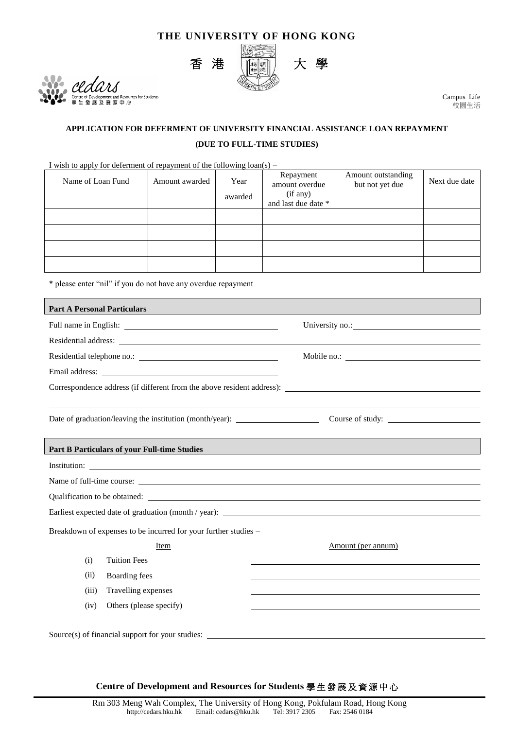# THE UNIVERSITY OF HONG KONG

香 港 大 學

cedars
Centre of Development and Resources for Students
學生發展及資源中心

Campus Life
校園生活

## APPLICATION FOR DEFERMENT OF UNIVERSITY FINANCIAL ASSISTANCE LOAN REPAYMENT

## (DUE TO FULL-TIME STUDIES)

I wish to apply for deferment of repayment of the following loan(s) –

| Name of Loan Fund | Amount awarded | Year awarded | Repayment amount overdue (if any) and last due date * | Amount outstanding but not yet due | Next due date |
|---|---|---|---|---|---|
| | | | | | |
| | | | | | |
| | | | | | |
| | | | | | |

* please enter "nil" if you do not have any overdue repayment

### Part A Personal Particulars

Full name in English: ______________________ University no.: ______________________

Residential address: ______________________

Residential telephone no.: ______________________ Mobile no.: ______________________

Email address: ______________________

Correspondence address (if different from the above resident address): ______________________

Date of graduation/leaving the institution (month/year): ______________________ Course of study: ______________________

### Part B Particulars of your Full-time Studies

Institution: ______________________

Name of full-time course: ______________________

Qualification to be obtained: ______________________

Earliest expected date of graduation (month / year): ______________________

Breakdown of expenses to be incurred for your further studies –

| | Item | Amount (per annum) |
|---|---|---|
| (i) | Tuition Fees | |
| (ii) | Boarding fees | |
| (iii) | Travelling expenses | |
| (iv) | Others (please specify) | |

Source(s) of financial support for your studies: ______________________

**Centre of Development and Resources for Students 學生發展及資源中心**

Rm 303 Meng Wah Complex, The University of Hong Kong, Pokfulam Road, Hong Kong
http://cedars.hku.hk Email: cedars@hku.hk Tel: 3917 2305 Fax: 2546 0184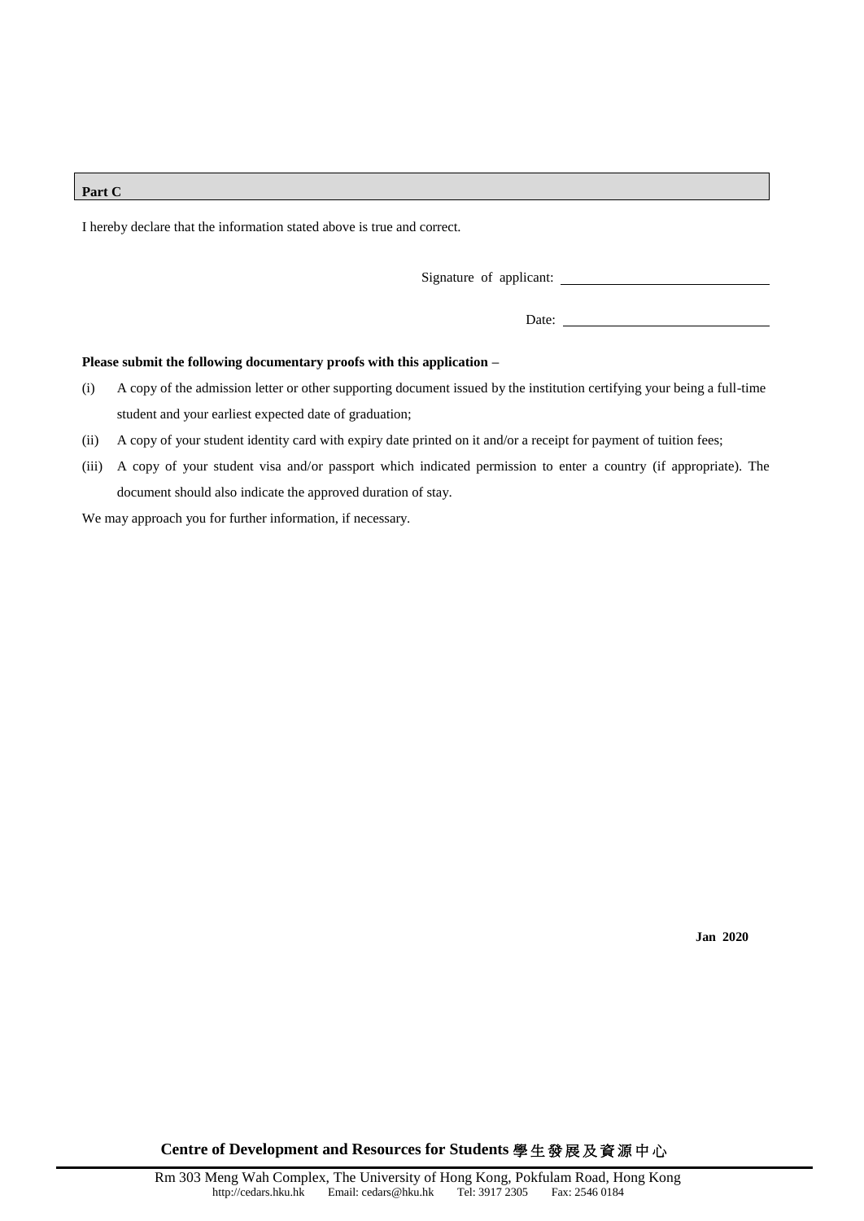## Part C

I hereby declare that the information stated above is true and correct.

Signature of applicant: ______________________________

Date: ______________________________

**Please submit the following documentary proofs with this application –**

(i) A copy of the admission letter or other supporting document issued by the institution certifying your being a full-time student and your earliest expected date of graduation;

(ii) A copy of your student identity card with expiry date printed on it and/or a receipt for payment of tuition fees;

(iii) A copy of your student visa and/or passport which indicated permission to enter a country (if appropriate). The document should also indicate the approved duration of stay.

We may approach you for further information, if necessary.

**Jan 2020**

**Centre of Development and Resources for Students 學生發展及資源中心**

Rm 303 Meng Wah Complex, The University of Hong Kong, Pokfulam Road, Hong Kong
http://cedars.hku.hk Email: cedars@hku.hk Tel: 3917 2305 Fax: 2546 0184